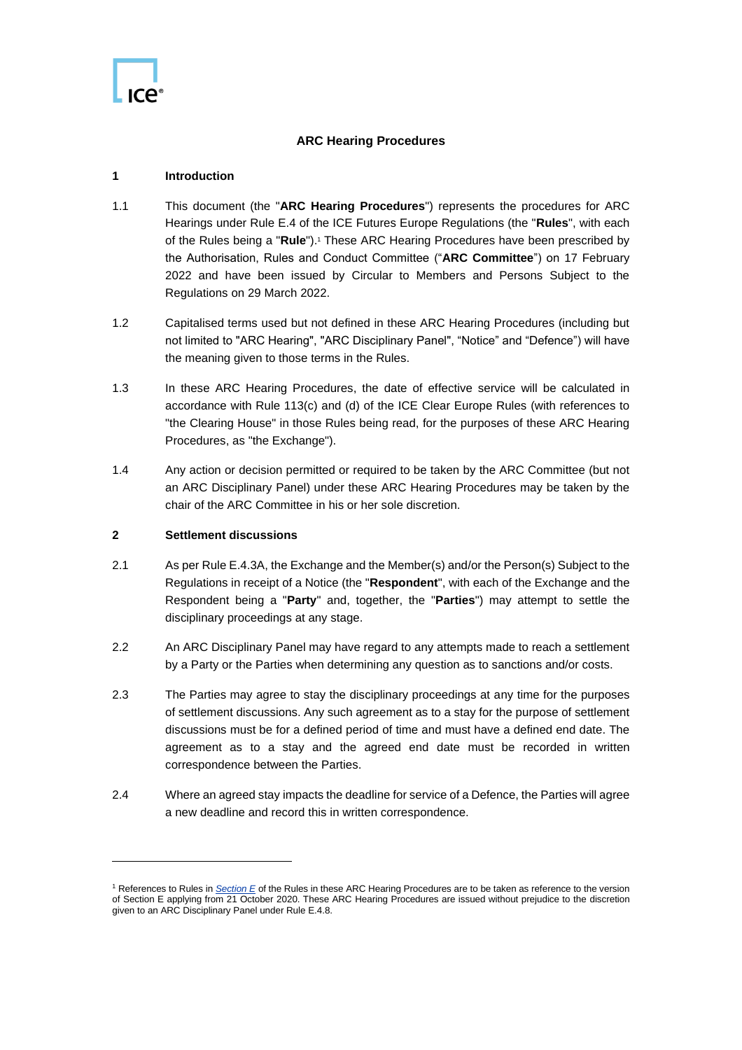# ARC Hearing Procedures

## 1 Introduction

1.1 This document (the "**ARC Hearing Procedures**") represents the procedures for ARC Hearings under Rule E.4 of the ICE Futures Europe Regulations (the "**Rules**", with each of the Rules being a "**Rule**").[1] These ARC Hearing Procedures have been prescribed by the Authorisation, Rules and Conduct Committee ("**ARC Committee**") on 17 February 2022 and have been issued by Circular to Members and Persons Subject to the Regulations on 29 March 2022.

1.2 Capitalised terms used but not defined in these ARC Hearing Procedures (including but not limited to "ARC Hearing", "ARC Disciplinary Panel", "Notice" and "Defence") will have the meaning given to those terms in the Rules.

1.3 In these ARC Hearing Procedures, the date of effective service will be calculated in accordance with Rule 113(c) and (d) of the ICE Clear Europe Rules (with references to "the Clearing House" in those Rules being read, for the purposes of these ARC Hearing Procedures, as "the Exchange").

1.4 Any action or decision permitted or required to be taken by the ARC Committee (but not an ARC Disciplinary Panel) under these ARC Hearing Procedures may be taken by the chair of the ARC Committee in his or her sole discretion.

## 2 Settlement discussions

2.1 As per Rule E.4.3A, the Exchange and the Member(s) and/or the Person(s) Subject to the Regulations in receipt of a Notice (the "**Respondent**", with each of the Exchange and the Respondent being a "**Party**" and, together, the "**Parties**") may attempt to settle the disciplinary proceedings at any stage.

2.2 An ARC Disciplinary Panel may have regard to any attempts made to reach a settlement by a Party or the Parties when determining any question as to sanctions and/or costs.

2.3 The Parties may agree to stay the disciplinary proceedings at any time for the purposes of settlement discussions. Any such agreement as to a stay for the purpose of settlement discussions must be for a defined period of time and must have a defined end date. The agreement as to a stay and the agreed end date must be recorded in written correspondence between the Parties.

2.4 Where an agreed stay impacts the deadline for service of a Defence, the Parties will agree a new deadline and record this in written correspondence.

---

[1] References to Rules in *Section E* of the Rules in these ARC Hearing Procedures are to be taken as reference to the version of Section E applying from 21 October 2020. These ARC Hearing Procedures are issued without prejudice to the discretion given to an ARC Disciplinary Panel under Rule E.4.8.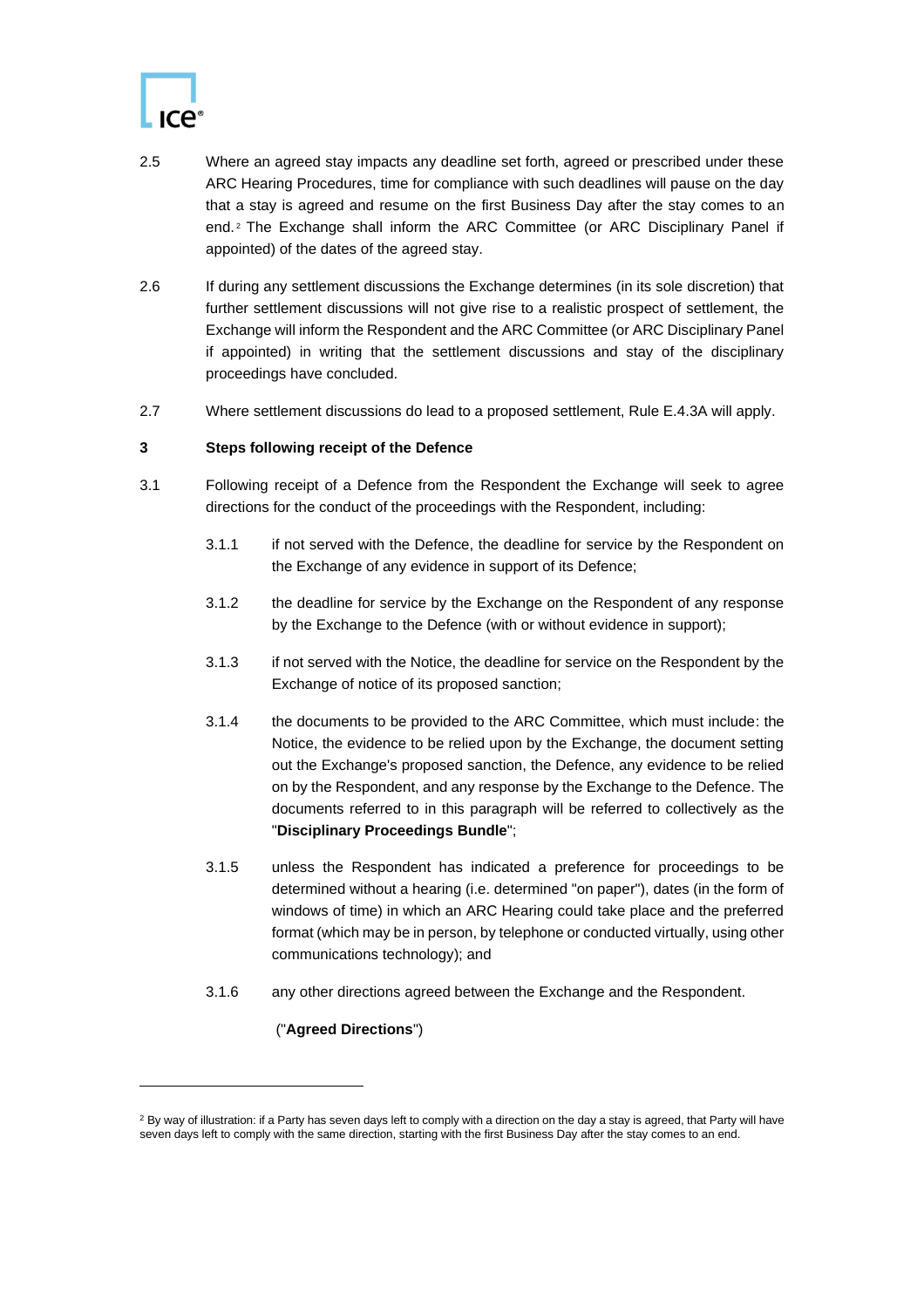2.5 Where an agreed stay impacts any deadline set forth, agreed or prescribed under these ARC Hearing Procedures, time for compliance with such deadlines will pause on the day that a stay is agreed and resume on the first Business Day after the stay comes to an end.[2] The Exchange shall inform the ARC Committee (or ARC Disciplinary Panel if appointed) of the dates of the agreed stay.

2.6 If during any settlement discussions the Exchange determines (in its sole discretion) that further settlement discussions will not give rise to a realistic prospect of settlement, the Exchange will inform the Respondent and the ARC Committee (or ARC Disciplinary Panel if appointed) in writing that the settlement discussions and stay of the disciplinary proceedings have concluded.

2.7 Where settlement discussions do lead to a proposed settlement, Rule E.4.3A will apply.

## 3 Steps following receipt of the Defence

3.1 Following receipt of a Defence from the Respondent the Exchange will seek to agree directions for the conduct of the proceedings with the Respondent, including:

3.1.1 if not served with the Defence, the deadline for service by the Respondent on the Exchange of any evidence in support of its Defence;

3.1.2 the deadline for service by the Exchange on the Respondent of any response by the Exchange to the Defence (with or without evidence in support);

3.1.3 if not served with the Notice, the deadline for service on the Respondent by the Exchange of notice of its proposed sanction;

3.1.4 the documents to be provided to the ARC Committee, which must include: the Notice, the evidence to be relied upon by the Exchange, the document setting out the Exchange's proposed sanction, the Defence, any evidence to be relied on by the Respondent, and any response by the Exchange to the Defence. The documents referred to in this paragraph will be referred to collectively as the "**Disciplinary Proceedings Bundle**";

3.1.5 unless the Respondent has indicated a preference for proceedings to be determined without a hearing (i.e. determined "on paper"), dates (in the form of windows of time) in which an ARC Hearing could take place and the preferred format (which may be in person, by telephone or conducted virtually, using other communications technology); and

3.1.6 any other directions agreed between the Exchange and the Respondent.

("**Agreed Directions**")

---

[2] By way of illustration: if a Party has seven days left to comply with a direction on the day a stay is agreed, that Party will have seven days left to comply with the same direction, starting with the first Business Day after the stay comes to an end.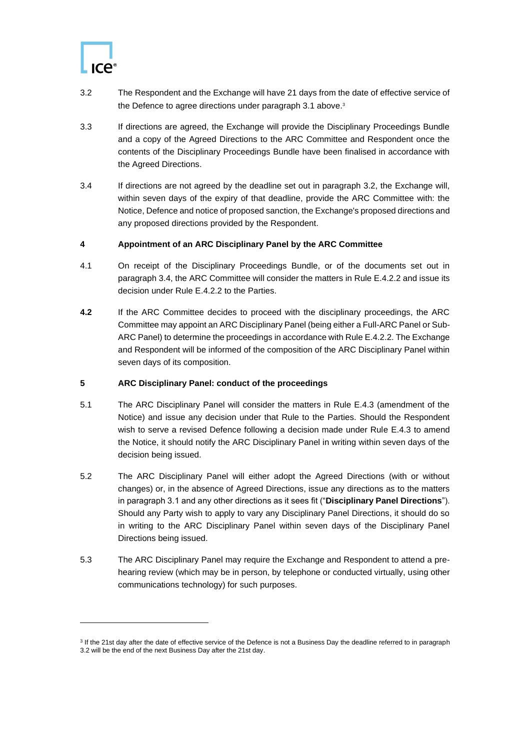3.2 The Respondent and the Exchange will have 21 days from the date of effective service of the Defence to agree directions under paragraph 3.1 above.[3]

3.3 If directions are agreed, the Exchange will provide the Disciplinary Proceedings Bundle and a copy of the Agreed Directions to the ARC Committee and Respondent once the contents of the Disciplinary Proceedings Bundle have been finalised in accordance with the Agreed Directions.

3.4 If directions are not agreed by the deadline set out in paragraph 3.2, the Exchange will, within seven days of the expiry of that deadline, provide the ARC Committee with: the Notice, Defence and notice of proposed sanction, the Exchange's proposed directions and any proposed directions provided by the Respondent.

## 4 Appointment of an ARC Disciplinary Panel by the ARC Committee

4.1 On receipt of the Disciplinary Proceedings Bundle, or of the documents set out in paragraph 3.4, the ARC Committee will consider the matters in Rule E.4.2.2 and issue its decision under Rule E.4.2.2 to the Parties.

**4.2** If the ARC Committee decides to proceed with the disciplinary proceedings, the ARC Committee may appoint an ARC Disciplinary Panel (being either a Full-ARC Panel or Sub-ARC Panel) to determine the proceedings in accordance with Rule E.4.2.2. The Exchange and Respondent will be informed of the composition of the ARC Disciplinary Panel within seven days of its composition.

## 5 ARC Disciplinary Panel: conduct of the proceedings

5.1 The ARC Disciplinary Panel will consider the matters in Rule E.4.3 (amendment of the Notice) and issue any decision under that Rule to the Parties. Should the Respondent wish to serve a revised Defence following a decision made under Rule E.4.3 to amend the Notice, it should notify the ARC Disciplinary Panel in writing within seven days of the decision being issued.

5.2 The ARC Disciplinary Panel will either adopt the Agreed Directions (with or without changes) or, in the absence of Agreed Directions, issue any directions as to the matters in paragraph 3.1 and any other directions as it sees fit ("**Disciplinary Panel Directions**"). Should any Party wish to apply to vary any Disciplinary Panel Directions, it should do so in writing to the ARC Disciplinary Panel within seven days of the Disciplinary Panel Directions being issued.

5.3 The ARC Disciplinary Panel may require the Exchange and Respondent to attend a pre-hearing review (which may be in person, by telephone or conducted virtually, using other communications technology) for such purposes.

---

[3] If the 21st day after the date of effective service of the Defence is not a Business Day the deadline referred to in paragraph 3.2 will be the end of the next Business Day after the 21st day.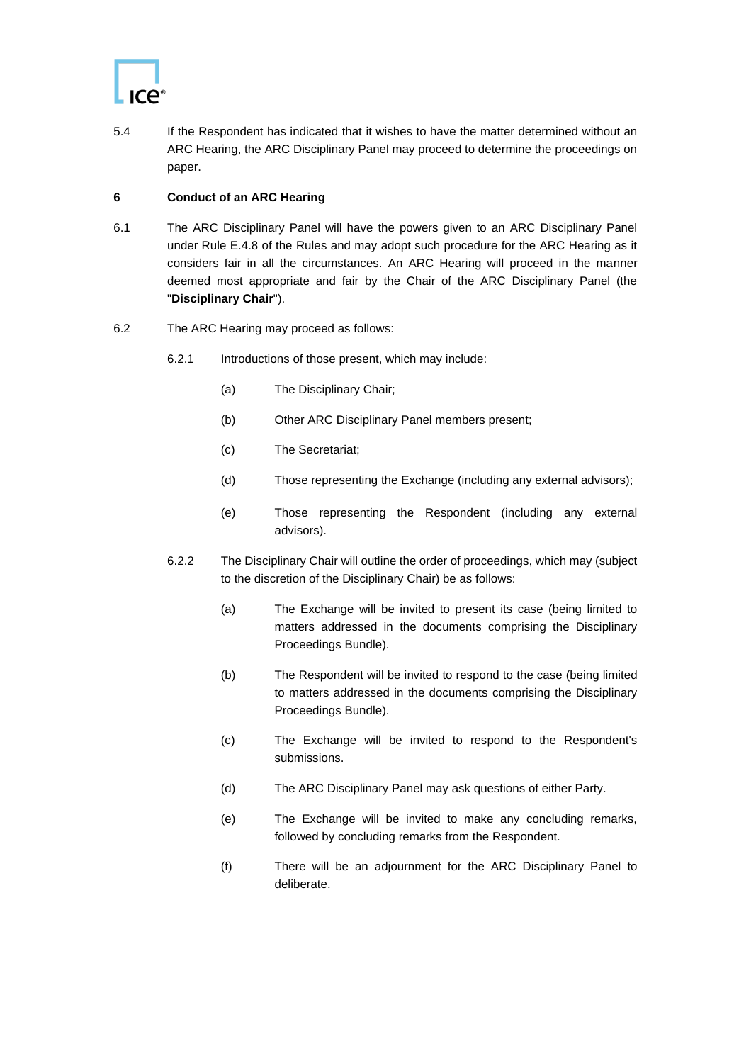5.4 If the Respondent has indicated that it wishes to have the matter determined without an ARC Hearing, the ARC Disciplinary Panel may proceed to determine the proceedings on paper.

## 6 Conduct of an ARC Hearing

6.1 The ARC Disciplinary Panel will have the powers given to an ARC Disciplinary Panel under Rule E.4.8 of the Rules and may adopt such procedure for the ARC Hearing as it considers fair in all the circumstances. An ARC Hearing will proceed in the manner deemed most appropriate and fair by the Chair of the ARC Disciplinary Panel (the "**Disciplinary Chair**").

6.2 The ARC Hearing may proceed as follows:

6.2.1 Introductions of those present, which may include:

(a) The Disciplinary Chair;

(b) Other ARC Disciplinary Panel members present;

(c) The Secretariat;

(d) Those representing the Exchange (including any external advisors);

(e) Those representing the Respondent (including any external advisors).

6.2.2 The Disciplinary Chair will outline the order of proceedings, which may (subject to the discretion of the Disciplinary Chair) be as follows:

(a) The Exchange will be invited to present its case (being limited to matters addressed in the documents comprising the Disciplinary Proceedings Bundle).

(b) The Respondent will be invited to respond to the case (being limited to matters addressed in the documents comprising the Disciplinary Proceedings Bundle).

(c) The Exchange will be invited to respond to the Respondent's submissions.

(d) The ARC Disciplinary Panel may ask questions of either Party.

(e) The Exchange will be invited to make any concluding remarks, followed by concluding remarks from the Respondent.

(f) There will be an adjournment for the ARC Disciplinary Panel to deliberate.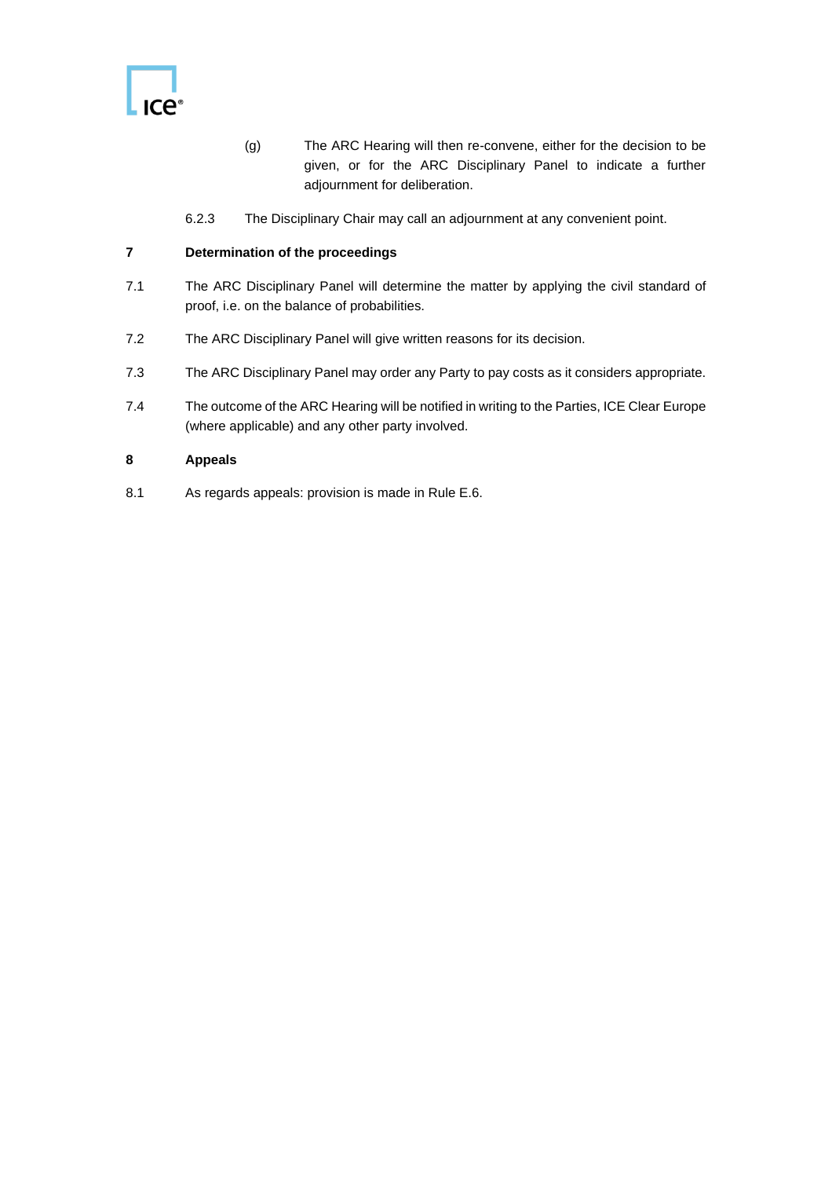(g) The ARC Hearing will then re-convene, either for the decision to be given, or for the ARC Disciplinary Panel to indicate a further adjournment for deliberation.

6.2.3 The Disciplinary Chair may call an adjournment at any convenient point.

## 7 Determination of the proceedings

7.1 The ARC Disciplinary Panel will determine the matter by applying the civil standard of proof, i.e. on the balance of probabilities.

7.2 The ARC Disciplinary Panel will give written reasons for its decision.

7.3 The ARC Disciplinary Panel may order any Party to pay costs as it considers appropriate.

7.4 The outcome of the ARC Hearing will be notified in writing to the Parties, ICE Clear Europe (where applicable) and any other party involved.

## 8 Appeals

8.1 As regards appeals: provision is made in Rule E.6.